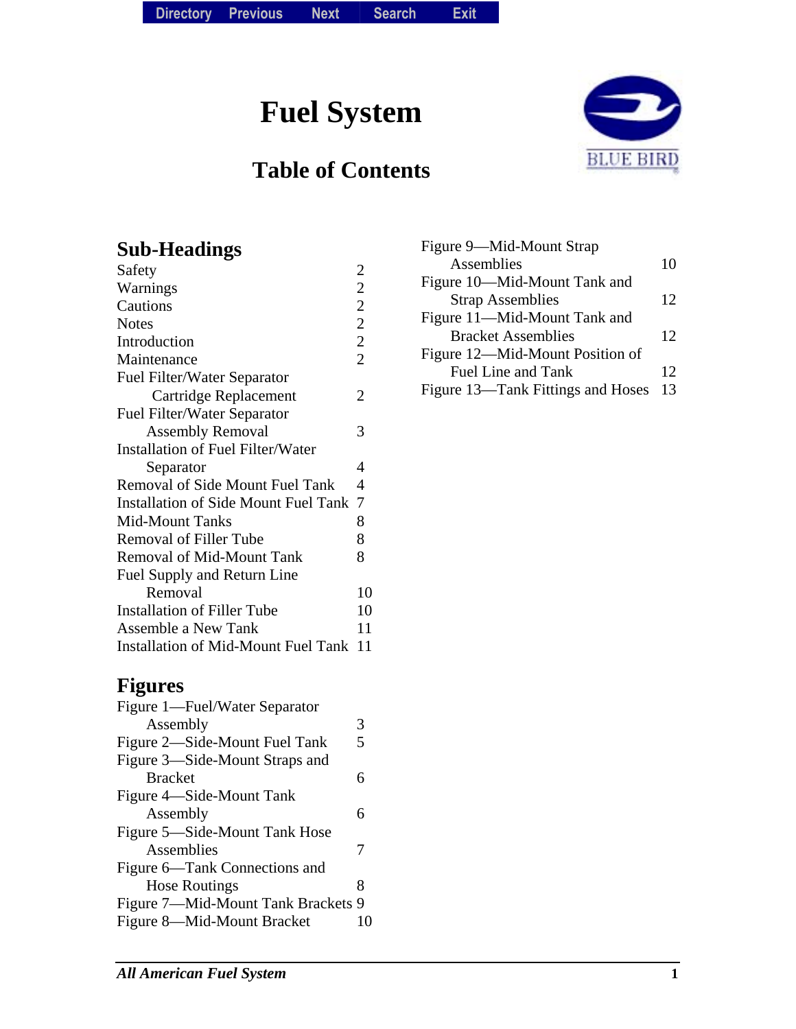# Fuel System

## Table of Contents

### Sub-Headings

| | |
|---|---|
| Safety | 2 |
| Warnings | 2 |
| Cautions | 2 |
| Notes | 2 |
| Introduction | 2 |
| Maintenance | 2 |
| Fuel Filter/Water Separator Cartridge Replacement | 2 |
| Fuel Filter/Water Separator Assembly Removal | 3 |
| Installation of Fuel Filter/Water Separator | 4 |
| Removal of Side Mount Fuel Tank | 4 |
| Installation of Side Mount Fuel Tank | 7 |
| Mid-Mount Tanks | 8 |
| Removal of Filler Tube | 8 |
| Removal of Mid-Mount Tank | 8 |
| Fuel Supply and Return Line Removal | 10 |
| Installation of Filler Tube | 10 |
| Assemble a New Tank | 11 |
| Installation of Mid-Mount Fuel Tank | 11 |

### Figures

| | |
|---|---|
| Figure 1—Fuel/Water Separator Assembly | 3 |
| Figure 2—Side-Mount Fuel Tank | 5 |
| Figure 3—Side-Mount Straps and Bracket | 6 |
| Figure 4—Side-Mount Tank Assembly | 6 |
| Figure 5—Side-Mount Tank Hose Assemblies | 7 |
| Figure 6—Tank Connections and Hose Routings | 8 |
| Figure 7—Mid-Mount Tank Brackets | 9 |
| Figure 8—Mid-Mount Bracket | 10 |
| Figure 9—Mid-Mount Strap Assemblies | 10 |
| Figure 10—Mid-Mount Tank and Strap Assemblies | 12 |
| Figure 11—Mid-Mount Tank and Bracket Assemblies | 12 |
| Figure 12—Mid-Mount Position of Fuel Line and Tank | 12 |
| Figure 13—Tank Fittings and Hoses | 13 |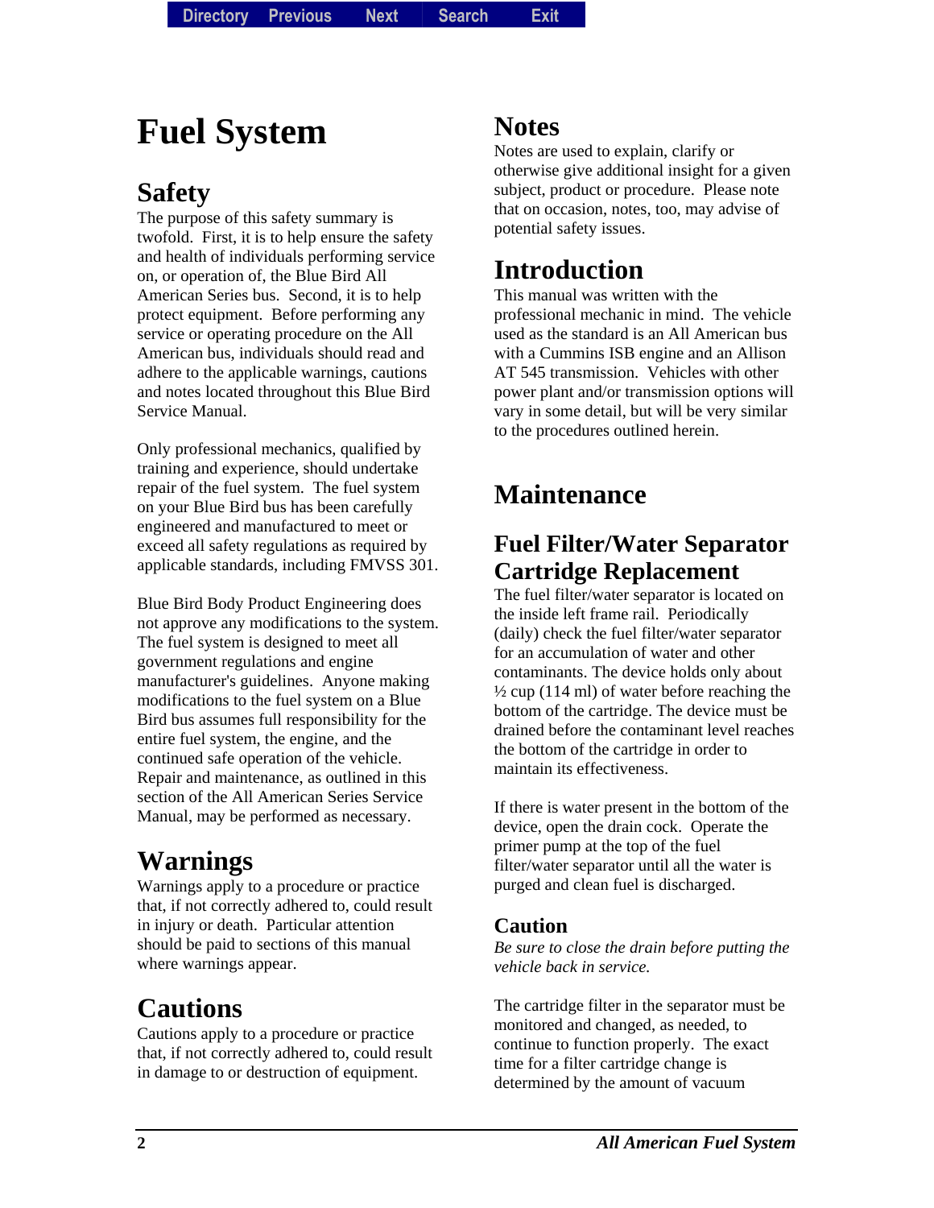# Fuel System

## Safety

The purpose of this safety summary is twofold. First, it is to help ensure the safety and health of individuals performing service on, or operation of, the Blue Bird All American Series bus. Second, it is to help protect equipment. Before performing any service or operating procedure on the All American bus, individuals should read and adhere to the applicable warnings, cautions and notes located throughout this Blue Bird Service Manual.

Only professional mechanics, qualified by training and experience, should undertake repair of the fuel system. The fuel system on your Blue Bird bus has been carefully engineered and manufactured to meet or exceed all safety regulations as required by applicable standards, including FMVSS 301.

Blue Bird Body Product Engineering does not approve any modifications to the system. The fuel system is designed to meet all government regulations and engine manufacturer's guidelines. Anyone making modifications to the fuel system on a Blue Bird bus assumes full responsibility for the entire fuel system, the engine, and the continued safe operation of the vehicle. Repair and maintenance, as outlined in this section of the All American Series Service Manual, may be performed as necessary.

## Warnings

Warnings apply to a procedure or practice that, if not correctly adhered to, could result in injury or death. Particular attention should be paid to sections of this manual where warnings appear.

## Cautions

Cautions apply to a procedure or practice that, if not correctly adhered to, could result in damage to or destruction of equipment.

## Notes

Notes are used to explain, clarify or otherwise give additional insight for a given subject, product or procedure. Please note that on occasion, notes, too, may advise of potential safety issues.

## Introduction

This manual was written with the professional mechanic in mind. The vehicle used as the standard is an All American bus with a Cummins ISB engine and an Allison AT 545 transmission. Vehicles with other power plant and/or transmission options will vary in some detail, but will be very similar to the procedures outlined herein.

## Maintenance

## Fuel Filter/Water Separator Cartridge Replacement

The fuel filter/water separator is located on the inside left frame rail. Periodically (daily) check the fuel filter/water separator for an accumulation of water and other contaminants. The device holds only about ½ cup (114 ml) of water before reaching the bottom of the cartridge. The device must be drained before the contaminant level reaches the bottom of the cartridge in order to maintain its effectiveness.

If there is water present in the bottom of the device, open the drain cock. Operate the primer pump at the top of the fuel filter/water separator until all the water is purged and clean fuel is discharged.

### Caution

*Be sure to close the drain before putting the vehicle back in service.*

The cartridge filter in the separator must be monitored and changed, as needed, to continue to function properly. The exact time for a filter cartridge change is determined by the amount of vacuum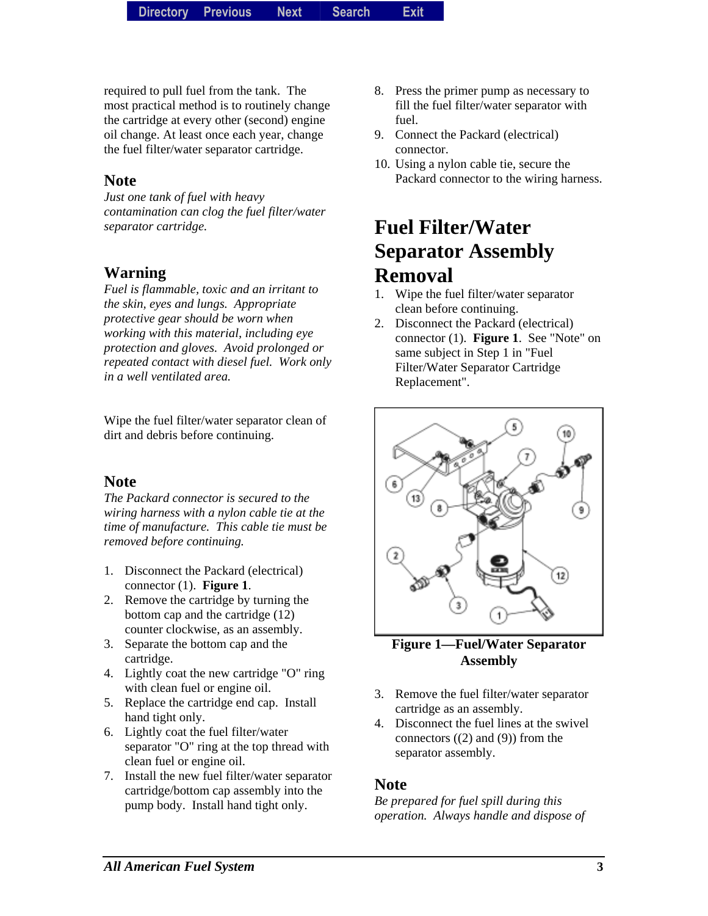required to pull fuel from the tank. The most practical method is to routinely change the cartridge at every other (second) engine oil change. At least once each year, change the fuel filter/water separator cartridge.

### Note

*Just one tank of fuel with heavy contamination can clog the fuel filter/water separator cartridge.*

### Warning

*Fuel is flammable, toxic and an irritant to the skin, eyes and lungs. Appropriate protective gear should be worn when working with this material, including eye protection and gloves. Avoid prolonged or repeated contact with diesel fuel. Work only in a well ventilated area.*

Wipe the fuel filter/water separator clean of dirt and debris before continuing.

### Note

*The Packard connector is secured to the wiring harness with a nylon cable tie at the time of manufacture. This cable tie must be removed before continuing.*

1. Disconnect the Packard (electrical) connector (1). **Figure 1**.
2. Remove the cartridge by turning the bottom cap and the cartridge (12) counter clockwise, as an assembly.
3. Separate the bottom cap and the cartridge.
4. Lightly coat the new cartridge "O" ring with clean fuel or engine oil.
5. Replace the cartridge end cap. Install hand tight only.
6. Lightly coat the fuel filter/water separator "O" ring at the top thread with clean fuel or engine oil.
7. Install the new fuel filter/water separator cartridge/bottom cap assembly into the pump body. Install hand tight only.
8. Press the primer pump as necessary to fill the fuel filter/water separator with fuel.
9. Connect the Packard (electrical) connector.
10. Using a nylon cable tie, secure the Packard connector to the wiring harness.

## Fuel Filter/Water Separator Assembly Removal

1. Wipe the fuel filter/water separator clean before continuing.
2. Disconnect the Packard (electrical) connector (1). **Figure 1**. See "Note" on same subject in Step 1 in "Fuel Filter/Water Separator Cartridge Replacement".

**Figure 1—Fuel/Water Separator Assembly**

3. Remove the fuel filter/water separator cartridge as an assembly.
4. Disconnect the fuel lines at the swivel connectors ((2) and (9)) from the separator assembly.

### Note

*Be prepared for fuel spill during this operation. Always handle and dispose of*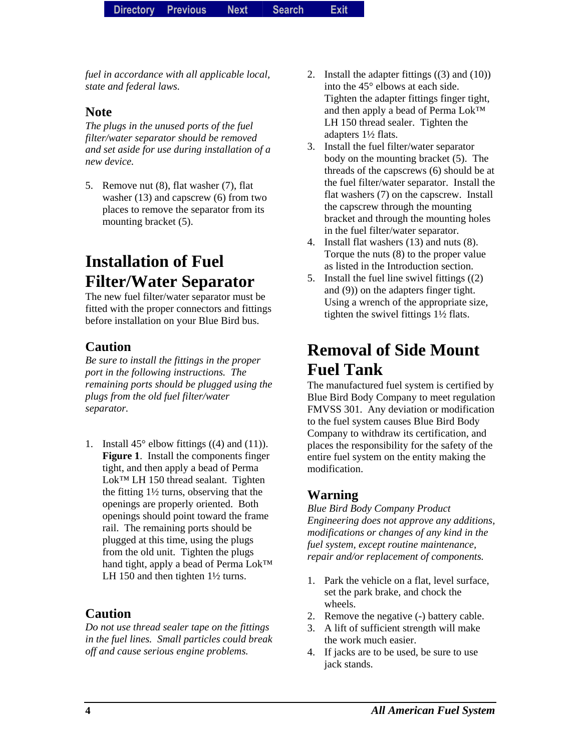*fuel in accordance with all applicable local, state and federal laws.*

### Note

*The plugs in the unused ports of the fuel filter/water separator should be removed and set aside for use during installation of a new device.*

5. Remove nut (8), flat washer (7), flat washer (13) and capscrew (6) from two places to remove the separator from its mounting bracket (5).

## Installation of Fuel Filter/Water Separator

The new fuel filter/water separator must be fitted with the proper connectors and fittings before installation on your Blue Bird bus.

### Caution

*Be sure to install the fittings in the proper port in the following instructions. The remaining ports should be plugged using the plugs from the old fuel filter/water separator.*

1. Install 45° elbow fittings ((4) and (11)). **Figure 1**. Install the components finger tight, and then apply a bead of Perma Lok™ LH 150 thread sealant. Tighten the fitting 1½ turns, observing that the openings are properly oriented. Both openings should point toward the frame rail. The remaining ports should be plugged at this time, using the plugs from the old unit. Tighten the plugs hand tight, apply a bead of Perma Lok™ LH 150 and then tighten 1½ turns.

### Caution

*Do not use thread sealer tape on the fittings in the fuel lines. Small particles could break off and cause serious engine problems.*

2. Install the adapter fittings ((3) and (10)) into the 45° elbows at each side. Tighten the adapter fittings finger tight, and then apply a bead of Perma Lok™ LH 150 thread sealer. Tighten the adapters 1½ flats.
3. Install the fuel filter/water separator body on the mounting bracket (5). The threads of the capscrews (6) should be at the fuel filter/water separator. Install the flat washers (7) on the capscrew. Install the capscrew through the mounting bracket and through the mounting holes in the fuel filter/water separator.
4. Install flat washers (13) and nuts (8). Torque the nuts (8) to the proper value as listed in the Introduction section.
5. Install the fuel line swivel fittings ((2) and (9)) on the adapters finger tight. Using a wrench of the appropriate size, tighten the swivel fittings 1½ flats.

## Removal of Side Mount Fuel Tank

The manufactured fuel system is certified by Blue Bird Body Company to meet regulation FMVSS 301. Any deviation or modification to the fuel system causes Blue Bird Body Company to withdraw its certification, and places the responsibility for the safety of the entire fuel system on the entity making the modification.

### Warning

*Blue Bird Body Company Product Engineering does not approve any additions, modifications or changes of any kind in the fuel system, except routine maintenance, repair and/or replacement of components.*

1. Park the vehicle on a flat, level surface, set the park brake, and chock the wheels.
2. Remove the negative (-) battery cable.
3. A lift of sufficient strength will make the work much easier.
4. If jacks are to be used, be sure to use jack stands.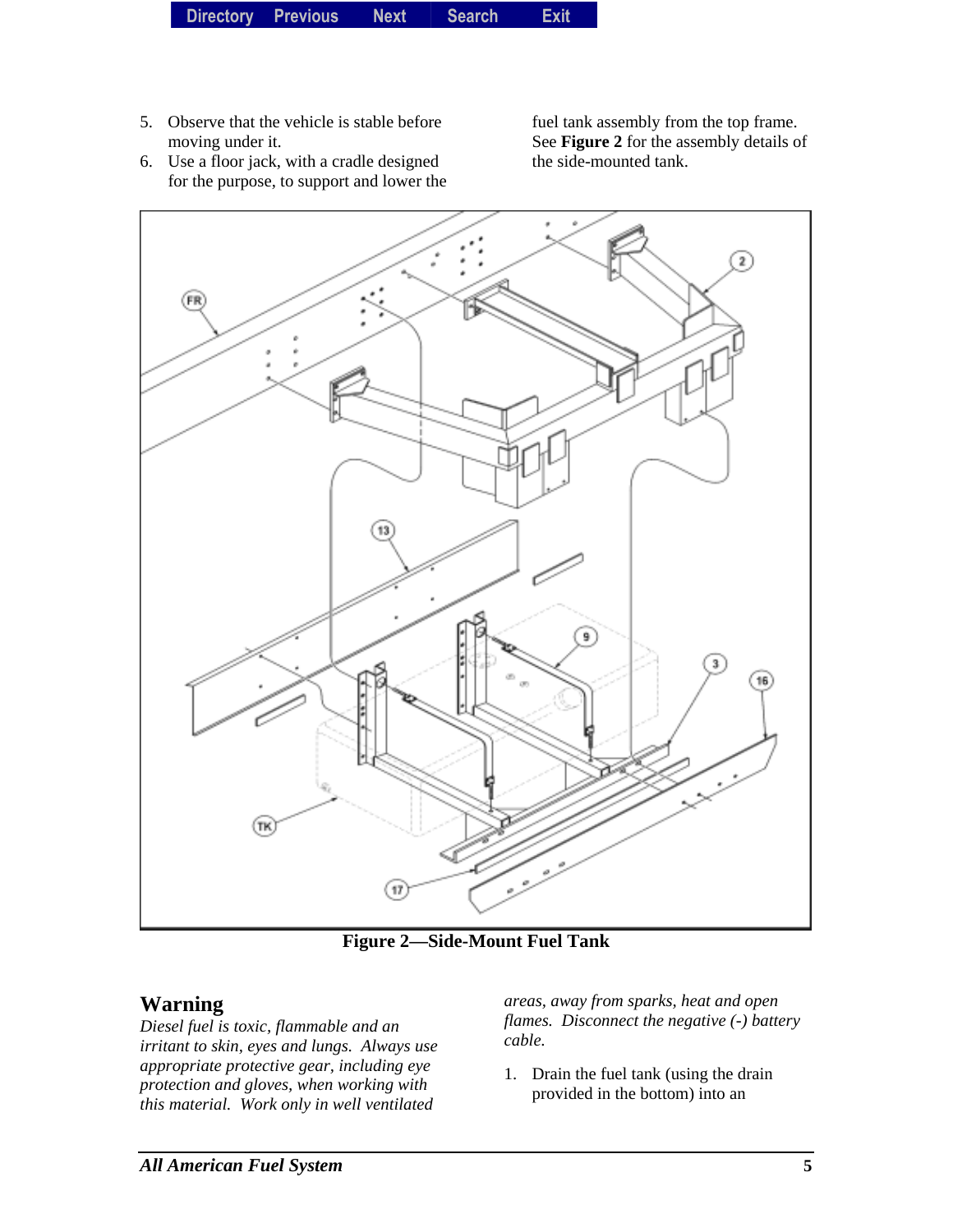5. Observe that the vehicle is stable before moving under it.
6. Use a floor jack, with a cradle designed for the purpose, to support and lower the fuel tank assembly from the top frame. See **Figure 2** for the assembly details of the side-mounted tank.

**Figure 2—Side-Mount Fuel Tank**

## Warning

*Diesel fuel is toxic, flammable and an irritant to skin, eyes and lungs. Always use appropriate protective gear, including eye protection and gloves, when working with this material. Work only in well ventilated areas, away from sparks, heat and open flames. Disconnect the negative (-) battery cable.*

1. Drain the fuel tank (using the drain provided in the bottom) into an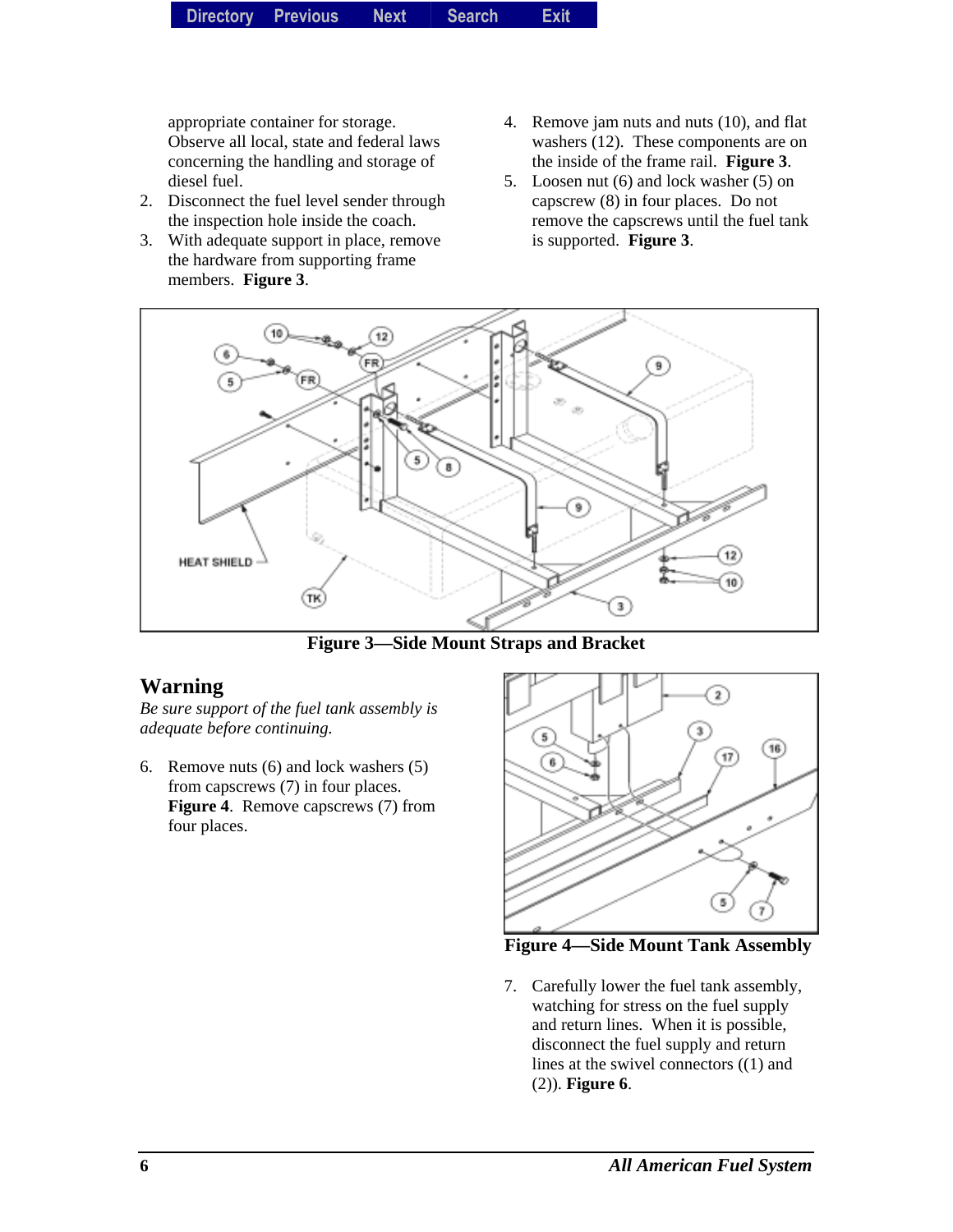appropriate container for storage. Observe all local, state and federal laws concerning the handling and storage of diesel fuel.

2. Disconnect the fuel level sender through the inspection hole inside the coach.
3. With adequate support in place, remove the hardware from supporting frame members. **Figure 3**.
4. Remove jam nuts and nuts (10), and flat washers (12). These components are on the inside of the frame rail. **Figure 3**.
5. Loosen nut (6) and lock washer (5) on capscrew (8) in four places. Do not remove the capscrews until the fuel tank is supported. **Figure 3**.

**Figure 3—Side Mount Straps and Bracket**

## Warning

*Be sure support of the fuel tank assembly is adequate before continuing.*

6. Remove nuts (6) and lock washers (5) from capscrews (7) in four places. **Figure 4**. Remove capscrews (7) from four places.

**Figure 4—Side Mount Tank Assembly**

7. Carefully lower the fuel tank assembly, watching for stress on the fuel supply and return lines. When it is possible, disconnect the fuel supply and return lines at the swivel connectors ((1) and (2)). **Figure 6**.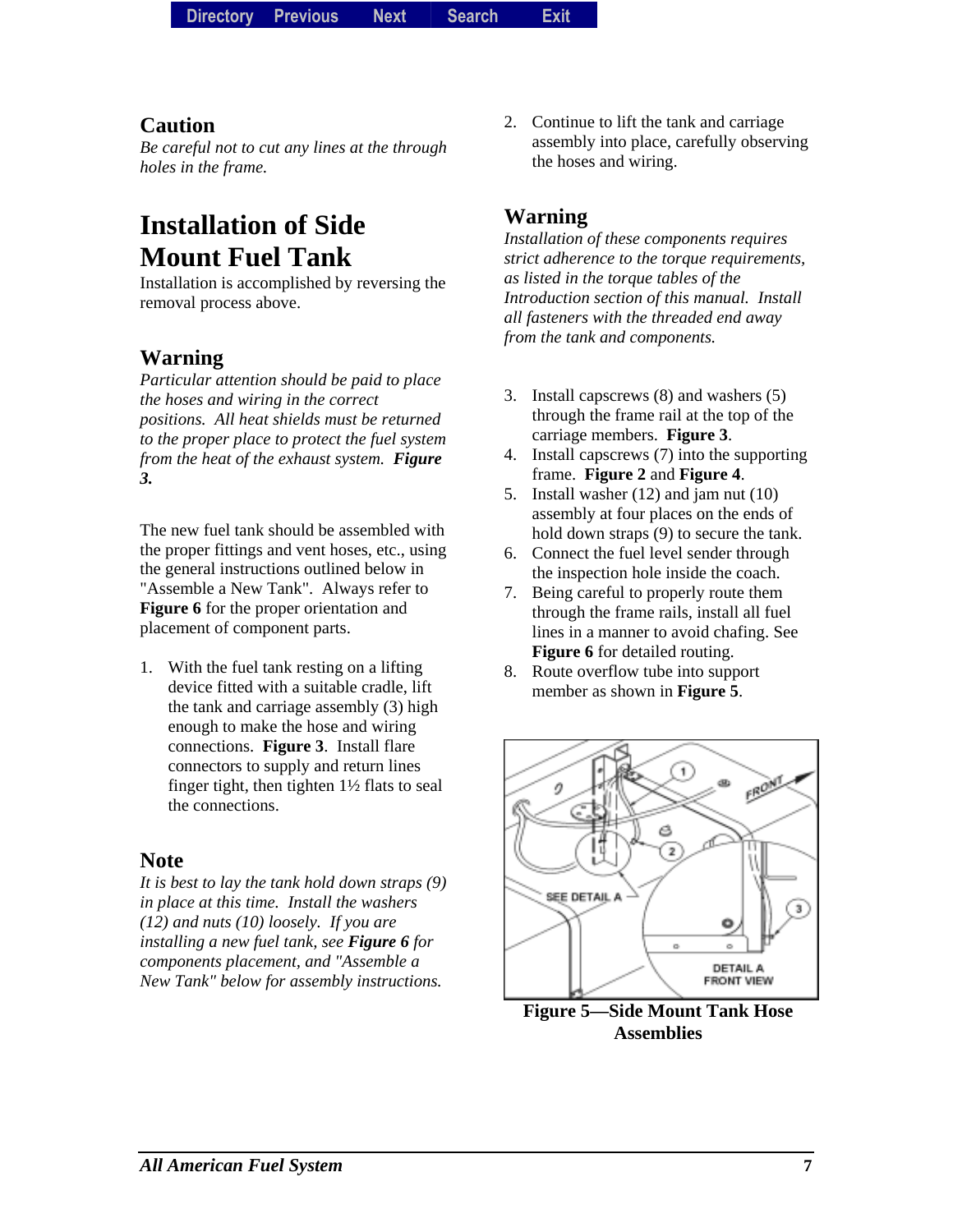## Caution

*Be careful not to cut any lines at the through holes in the frame.*

# Installation of Side Mount Fuel Tank

Installation is accomplished by reversing the removal process above.

## Warning

*Particular attention should be paid to place the hoses and wiring in the correct positions. All heat shields must be returned to the proper place to protect the fuel system from the heat of the exhaust system.* ***Figure 3.***

The new fuel tank should be assembled with the proper fittings and vent hoses, etc., using the general instructions outlined below in "Assemble a New Tank". Always refer to **Figure 6** for the proper orientation and placement of component parts.

1. With the fuel tank resting on a lifting device fitted with a suitable cradle, lift the tank and carriage assembly (3) high enough to make the hose and wiring connections. **Figure 3**. Install flare connectors to supply and return lines finger tight, then tighten 1½ flats to seal the connections.

## Note

*It is best to lay the tank hold down straps (9) in place at this time. Install the washers (12) and nuts (10) loosely. If you are installing a new fuel tank, see* ***Figure 6*** *for components placement, and "Assemble a New Tank" below for assembly instructions.*

2. Continue to lift the tank and carriage assembly into place, carefully observing the hoses and wiring.

## Warning

*Installation of these components requires strict adherence to the torque requirements, as listed in the torque tables of the Introduction section of this manual. Install all fasteners with the threaded end away from the tank and components.*

3. Install capscrews (8) and washers (5) through the frame rail at the top of the carriage members. **Figure 3**.
4. Install capscrews (7) into the supporting frame. **Figure 2** and **Figure 4**.
5. Install washer (12) and jam nut (10) assembly at four places on the ends of hold down straps (9) to secure the tank.
6. Connect the fuel level sender through the inspection hole inside the coach.
7. Being careful to properly route them through the frame rails, install all fuel lines in a manner to avoid chafing. See **Figure 6** for detailed routing.
8. Route overflow tube into support member as shown in **Figure 5**.

**Figure 5—Side Mount Tank Hose Assemblies**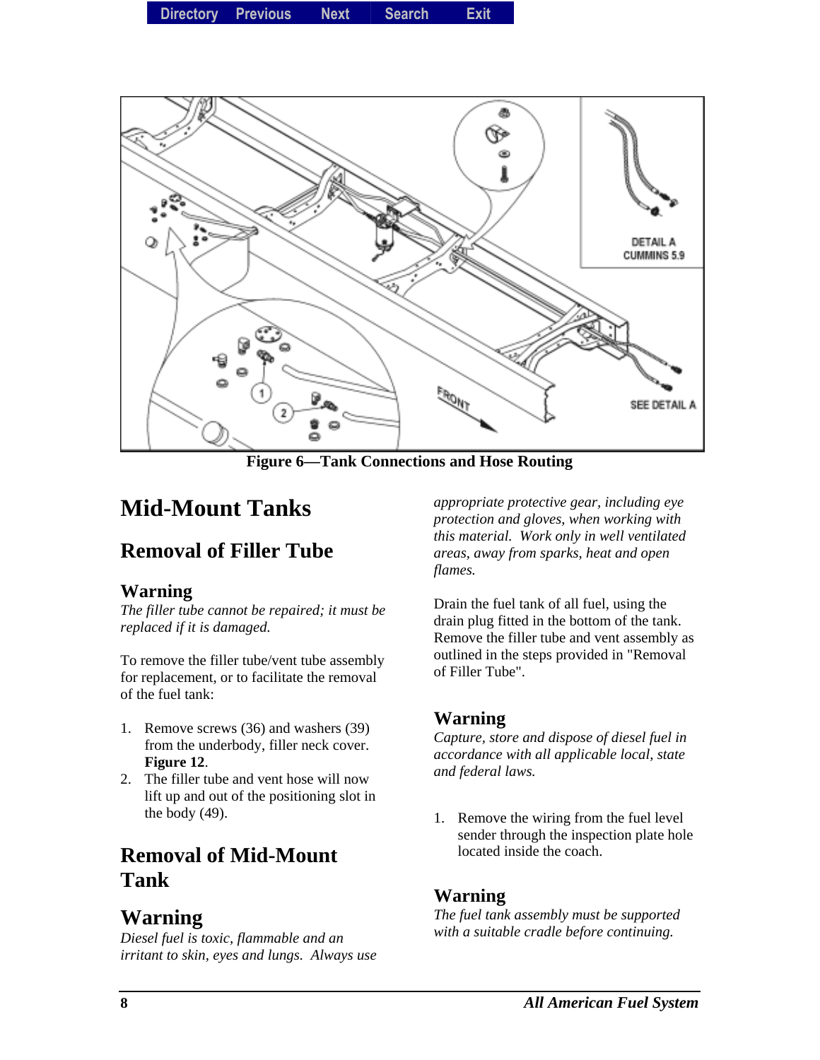Figure 6—Tank Connections and Hose Routing

# Mid-Mount Tanks

## Removal of Filler Tube

### Warning

*The filler tube cannot be repaired; it must be replaced if it is damaged.*

To remove the filler tube/vent tube assembly for replacement, or to facilitate the removal of the fuel tank:

1. Remove screws (36) and washers (39) from the underbody, filler neck cover. **Figure 12**.
2. The filler tube and vent hose will now lift up and out of the positioning slot in the body (49).

## Removal of Mid-Mount Tank

### Warning

*Diesel fuel is toxic, flammable and an irritant to skin, eyes and lungs. Always use appropriate protective gear, including eye protection and gloves, when working with this material. Work only in well ventilated areas, away from sparks, heat and open flames.*

Drain the fuel tank of all fuel, using the drain plug fitted in the bottom of the tank. Remove the filler tube and vent assembly as outlined in the steps provided in "Removal of Filler Tube".

### Warning

*Capture, store and dispose of diesel fuel in accordance with all applicable local, state and federal laws.*

1. Remove the wiring from the fuel level sender through the inspection plate hole located inside the coach.

### Warning

*The fuel tank assembly must be supported with a suitable cradle before continuing.*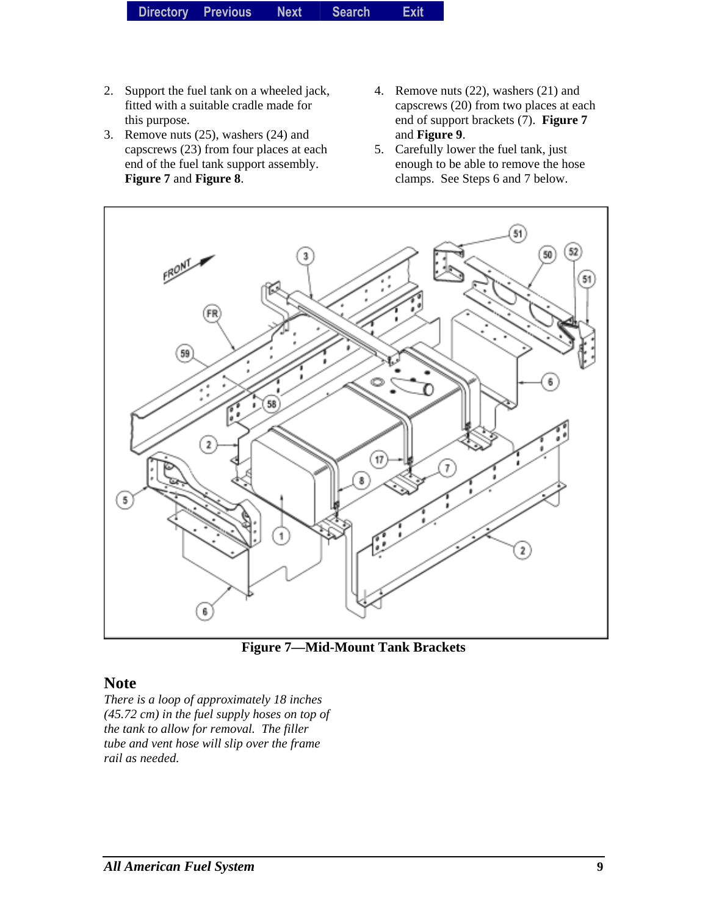2. Support the fuel tank on a wheeled jack, fitted with a suitable cradle made for this purpose.
3. Remove nuts (25), washers (24) and capscrews (23) from four places at each end of the fuel tank support assembly. **Figure 7** and **Figure 8**.
4. Remove nuts (22), washers (21) and capscrews (20) from two places at each end of support brackets (7). **Figure 7** and **Figure 9**.
5. Carefully lower the fuel tank, just enough to be able to remove the hose clamps. See Steps 6 and 7 below.

**Figure 7—Mid-Mount Tank Brackets**

## Note

*There is a loop of approximately 18 inches (45.72 cm) in the fuel supply hoses on top of the tank to allow for removal. The filler tube and vent hose will slip over the frame rail as needed.*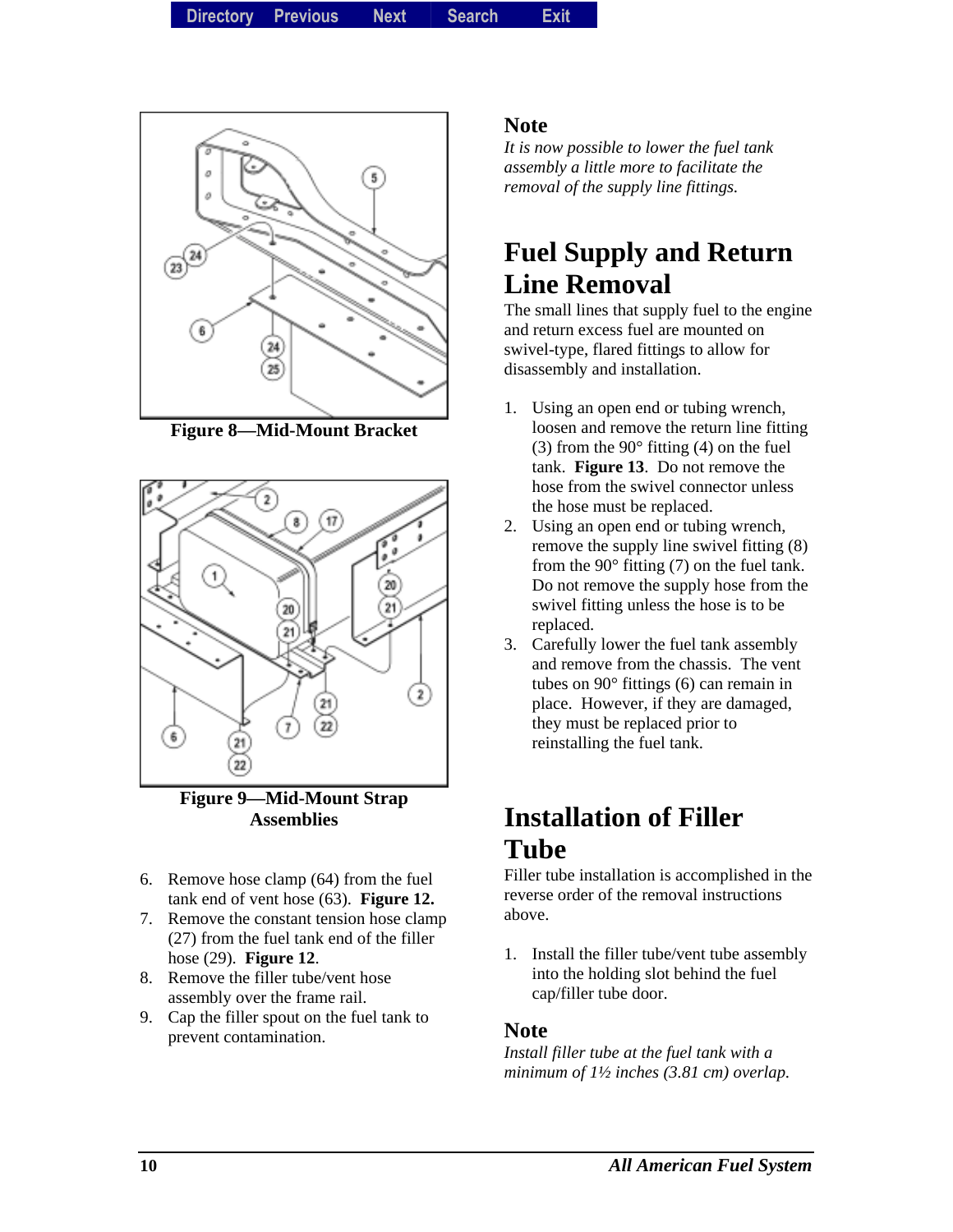Figure 8—Mid-Mount Bracket

Figure 9—Mid-Mount Strap Assemblies

6. Remove hose clamp (64) from the fuel tank end of vent hose (63). **Figure 12.**
7. Remove the constant tension hose clamp (27) from the fuel tank end of the filler hose (29). **Figure 12**.
8. Remove the filler tube/vent hose assembly over the frame rail.
9. Cap the filler spout on the fuel tank to prevent contamination.

### Note

*It is now possible to lower the fuel tank assembly a little more to facilitate the removal of the supply line fittings.*

## Fuel Supply and Return Line Removal

The small lines that supply fuel to the engine and return excess fuel are mounted on swivel-type, flared fittings to allow for disassembly and installation.

1. Using an open end or tubing wrench, loosen and remove the return line fitting (3) from the 90° fitting (4) on the fuel tank. **Figure 13**. Do not remove the hose from the swivel connector unless the hose must be replaced.
2. Using an open end or tubing wrench, remove the supply line swivel fitting (8) from the 90° fitting (7) on the fuel tank. Do not remove the supply hose from the swivel fitting unless the hose is to be replaced.
3. Carefully lower the fuel tank assembly and remove from the chassis. The vent tubes on 90° fittings (6) can remain in place. However, if they are damaged, they must be replaced prior to reinstalling the fuel tank.

## Installation of Filler Tube

Filler tube installation is accomplished in the reverse order of the removal instructions above.

1. Install the filler tube/vent tube assembly into the holding slot behind the fuel cap/filler tube door.

### Note

*Install filler tube at the fuel tank with a minimum of 1½ inches (3.81 cm) overlap.*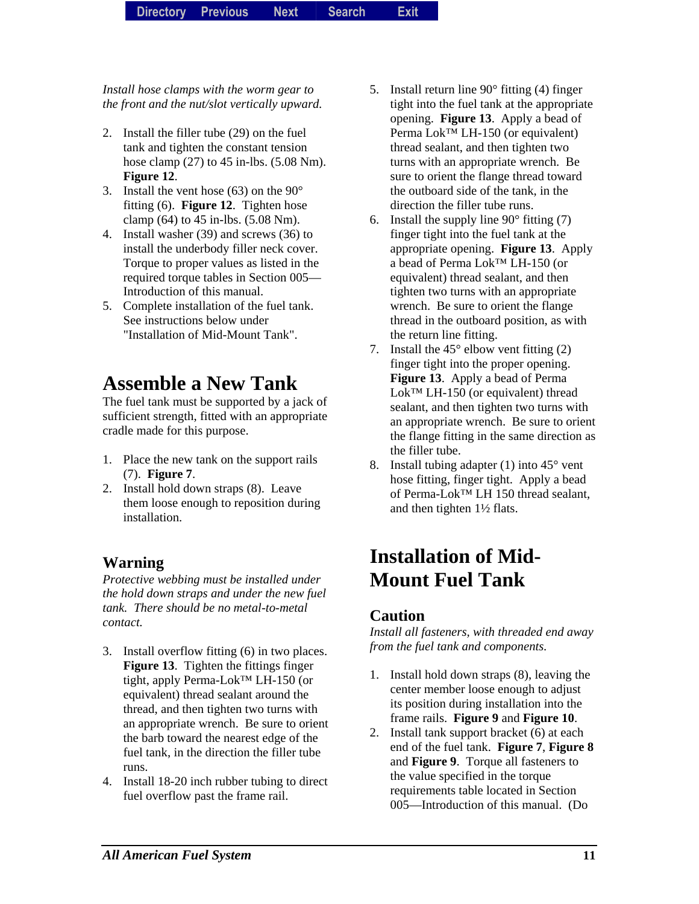*Install hose clamps with the worm gear to the front and the nut/slot vertically upward.*

2. Install the filler tube (29) on the fuel tank and tighten the constant tension hose clamp (27) to 45 in-lbs. (5.08 Nm). **Figure 12**.
3. Install the vent hose (63) on the 90° fitting (6). **Figure 12**. Tighten hose clamp (64) to 45 in-lbs. (5.08 Nm).
4. Install washer (39) and screws (36) to install the underbody filler neck cover. Torque to proper values as listed in the required torque tables in Section 005—Introduction of this manual.
5. Complete installation of the fuel tank. See instructions below under "Installation of Mid-Mount Tank".

# Assemble a New Tank

The fuel tank must be supported by a jack of sufficient strength, fitted with an appropriate cradle made for this purpose.

1. Place the new tank on the support rails (7). **Figure 7**.
2. Install hold down straps (8). Leave them loose enough to reposition during installation.

## Warning

*Protective webbing must be installed under the hold down straps and under the new fuel tank. There should be no metal-to-metal contact.*

3. Install overflow fitting (6) in two places. **Figure 13**. Tighten the fittings finger tight, apply Perma-Lok™ LH-150 (or equivalent) thread sealant around the thread, and then tighten two turns with an appropriate wrench. Be sure to orient the barb toward the nearest edge of the fuel tank, in the direction the filler tube runs.
4. Install 18-20 inch rubber tubing to direct fuel overflow past the frame rail.
5. Install return line 90° fitting (4) finger tight into the fuel tank at the appropriate opening. **Figure 13**. Apply a bead of Perma Lok™ LH-150 (or equivalent) thread sealant, and then tighten two turns with an appropriate wrench. Be sure to orient the flange thread toward the outboard side of the tank, in the direction the filler tube runs.
6. Install the supply line 90° fitting (7) finger tight into the fuel tank at the appropriate opening. **Figure 13**. Apply a bead of Perma Lok™ LH-150 (or equivalent) thread sealant, and then tighten two turns with an appropriate wrench. Be sure to orient the flange thread in the outboard position, as with the return line fitting.
7. Install the 45° elbow vent fitting (2) finger tight into the proper opening. **Figure 13**. Apply a bead of Perma Lok™ LH-150 (or equivalent) thread sealant, and then tighten two turns with an appropriate wrench. Be sure to orient the flange fitting in the same direction as the filler tube.
8. Install tubing adapter (1) into 45° vent hose fitting, finger tight. Apply a bead of Perma-Lok™ LH 150 thread sealant, and then tighten 1½ flats.

# Installation of Mid-Mount Fuel Tank

## Caution

*Install all fasteners, with threaded end away from the fuel tank and components.*

1. Install hold down straps (8), leaving the center member loose enough to adjust its position during installation into the frame rails. **Figure 9** and **Figure 10**.
2. Install tank support bracket (6) at each end of the fuel tank. **Figure 7**, **Figure 8** and **Figure 9**. Torque all fasteners to the value specified in the torque requirements table located in Section 005—Introduction of this manual. (Do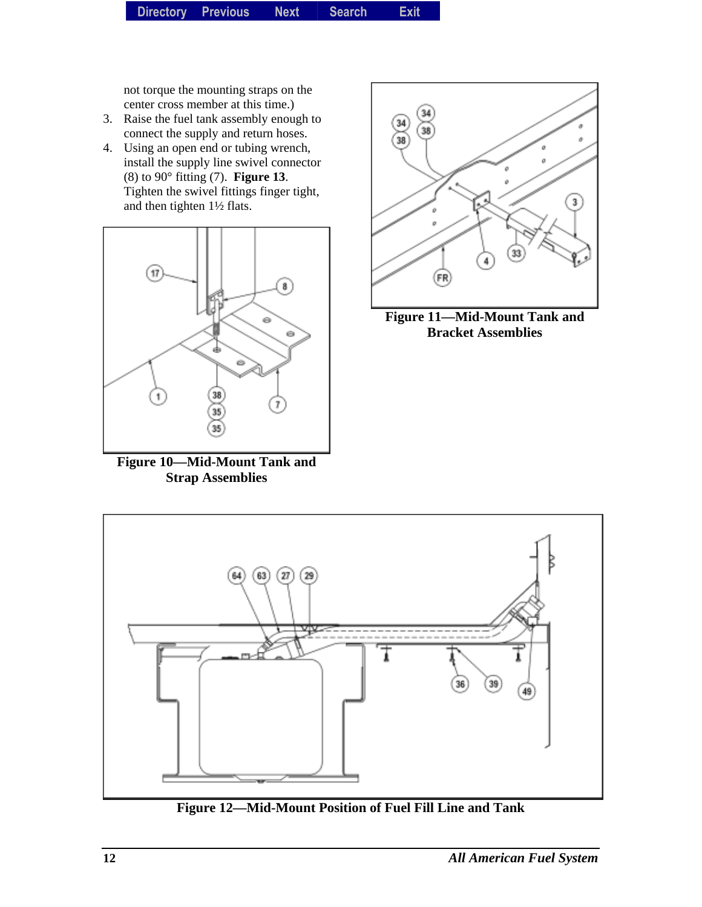not torque the mounting straps on the center cross member at this time.)

3. Raise the fuel tank assembly enough to connect the supply and return hoses.
4. Using an open end or tubing wrench, install the supply line swivel connector (8) to 90° fitting (7). **Figure 13**. Tighten the swivel fittings finger tight, and then tighten 1½ flats.

**Figure 10—Mid-Mount Tank and Strap Assemblies**

**Figure 11—Mid-Mount Tank and Bracket Assemblies**

**Figure 12—Mid-Mount Position of Fuel Fill Line and Tank**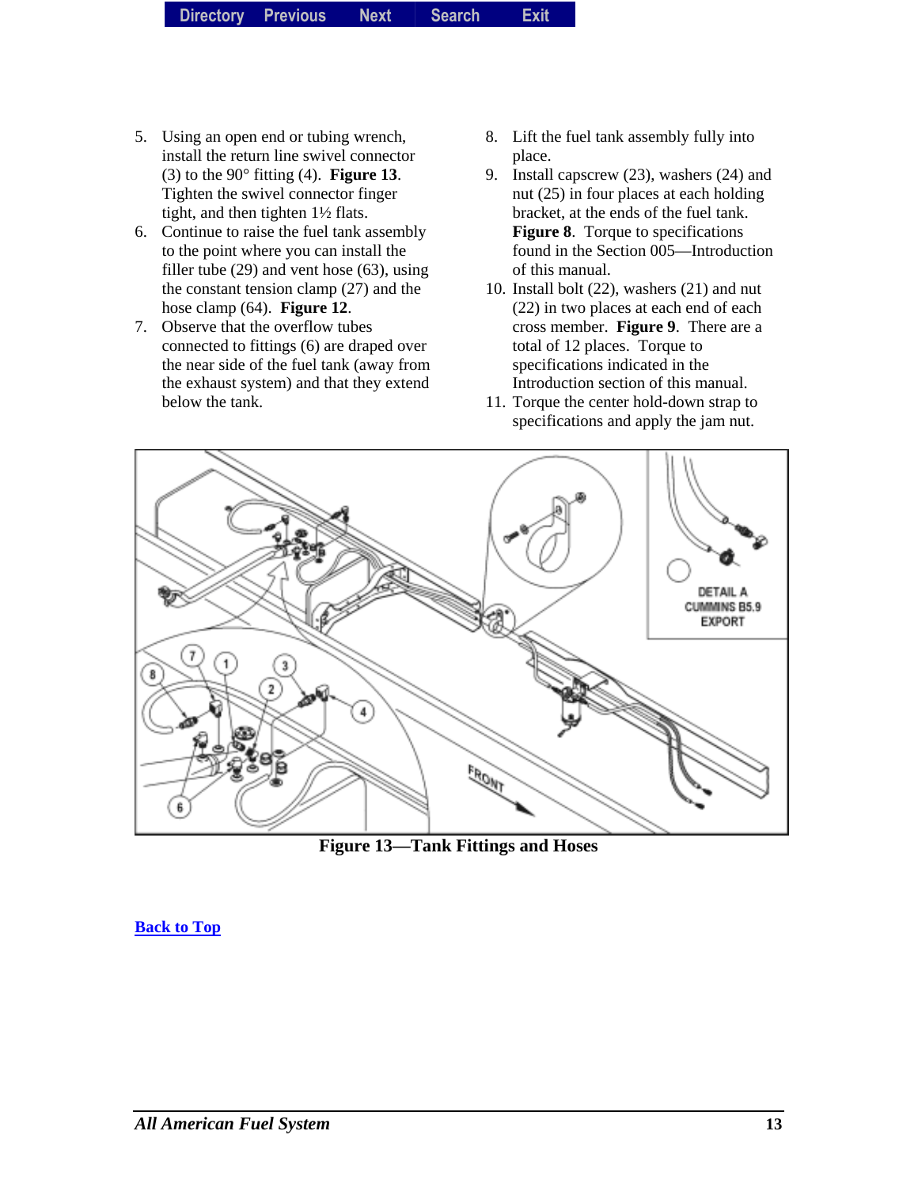5. Using an open end or tubing wrench, install the return line swivel connector (3) to the 90° fitting (4). **Figure 13**. Tighten the swivel connector finger tight, and then tighten 1½ flats.
6. Continue to raise the fuel tank assembly to the point where you can install the filler tube (29) and vent hose (63), using the constant tension clamp (27) and the hose clamp (64). **Figure 12**.
7. Observe that the overflow tubes connected to fittings (6) are draped over the near side of the fuel tank (away from the exhaust system) and that they extend below the tank.
8. Lift the fuel tank assembly fully into place.
9. Install capscrew (23), washers (24) and nut (25) in four places at each holding bracket, at the ends of the fuel tank. **Figure 8**. Torque to specifications found in the Section 005—Introduction of this manual.
10. Install bolt (22), washers (21) and nut (22) in two places at each end of each cross member. **Figure 9**. There are a total of 12 places. Torque to specifications indicated in the Introduction section of this manual.
11. Torque the center hold-down strap to specifications and apply the jam nut.

7
1
3
8
2
4
6
FRONT
DETAIL A
CUMMINS B5.9
EXPORT

**Figure 13—Tank Fittings and Hoses**

Back to Top